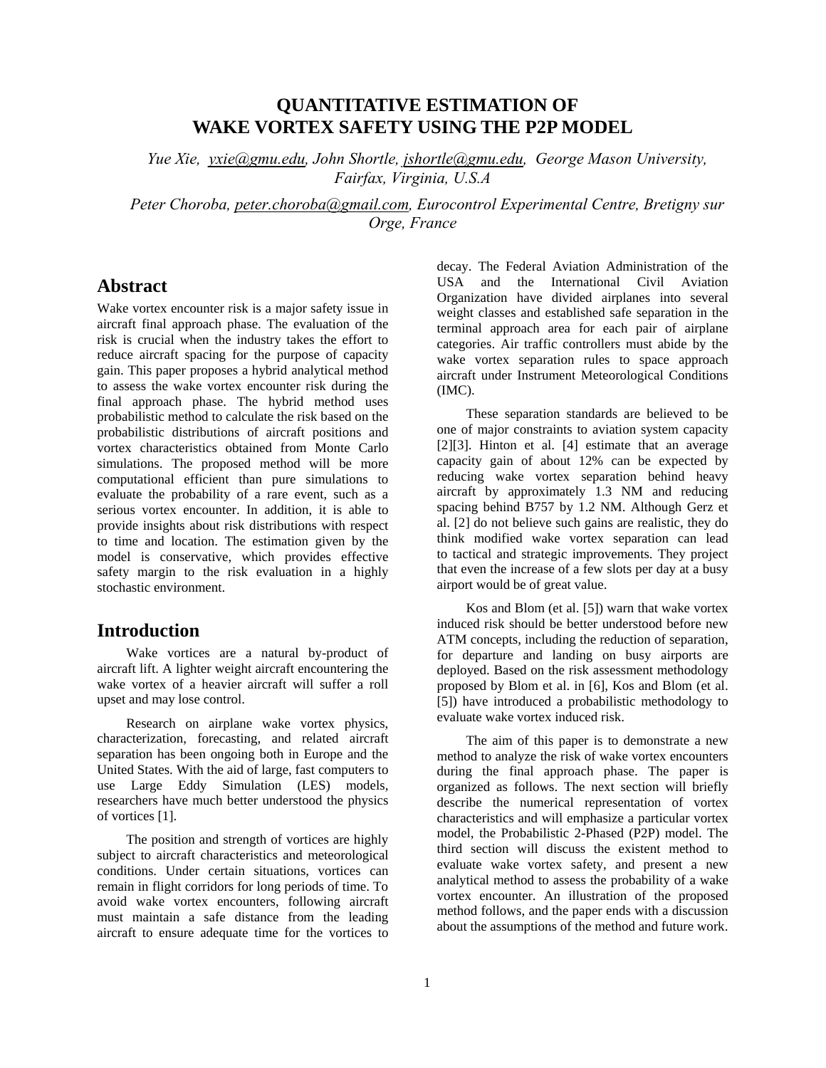# QUANTITATIVE ESTIMATION OF WAKE VORTEX SAFETY USING THE P2P MODEL

*Yue Xie, yxie@gmu.edu, John Shortle, jshortle@gmu.edu, George Mason University, Fairfax, Virginia, U.S.A*

*Peter Choroba, peter.choroba@gmail.com, Eurocontrol Experimental Centre, Bretigny sur Orge, France*

## Abstract

Wake vortex encounter risk is a major safety issue in aircraft final approach phase. The evaluation of the risk is crucial when the industry takes the effort to reduce aircraft spacing for the purpose of capacity gain. This paper proposes a hybrid analytical method to assess the wake vortex encounter risk during the final approach phase. The hybrid method uses probabilistic method to calculate the risk based on the probabilistic distributions of aircraft positions and vortex characteristics obtained from Monte Carlo simulations. The proposed method will be more computational efficient than pure simulations to evaluate the probability of a rare event, such as a serious vortex encounter. In addition, it is able to provide insights about risk distributions with respect to time and location. The estimation given by the model is conservative, which provides effective safety margin to the risk evaluation in a highly stochastic environment.

## Introduction

Wake vortices are a natural by-product of aircraft lift. A lighter weight aircraft encountering the wake vortex of a heavier aircraft will suffer a roll upset and may lose control.

Research on airplane wake vortex physics, characterization, forecasting, and related aircraft separation has been ongoing both in Europe and the United States. With the aid of large, fast computers to use Large Eddy Simulation (LES) models, researchers have much better understood the physics of vortices [1].

The position and strength of vortices are highly subject to aircraft characteristics and meteorological conditions. Under certain situations, vortices can remain in flight corridors for long periods of time. To avoid wake vortex encounters, following aircraft must maintain a safe distance from the leading aircraft to ensure adequate time for the vortices to decay. The Federal Aviation Administration of the USA and the International Civil Aviation Organization have divided airplanes into several weight classes and established safe separation in the terminal approach area for each pair of airplane categories. Air traffic controllers must abide by the wake vortex separation rules to space approach aircraft under Instrument Meteorological Conditions (IMC).

These separation standards are believed to be one of major constraints to aviation system capacity [2][3]. Hinton et al. [4] estimate that an average capacity gain of about 12% can be expected by reducing wake vortex separation behind heavy aircraft by approximately 1.3 NM and reducing spacing behind B757 by 1.2 NM. Although Gerz et al. [2] do not believe such gains are realistic, they do think modified wake vortex separation can lead to tactical and strategic improvements. They project that even the increase of a few slots per day at a busy airport would be of great value.

Kos and Blom (et al. [5]) warn that wake vortex induced risk should be better understood before new ATM concepts, including the reduction of separation, for departure and landing on busy airports are deployed. Based on the risk assessment methodology proposed by Blom et al. in [6], Kos and Blom (et al. [5]) have introduced a probabilistic methodology to evaluate wake vortex induced risk.

The aim of this paper is to demonstrate a new method to analyze the risk of wake vortex encounters during the final approach phase. The paper is organized as follows. The next section will briefly describe the numerical representation of vortex characteristics and will emphasize a particular vortex model, the Probabilistic 2-Phased (P2P) model. The third section will discuss the existent method to evaluate wake vortex safety, and present a new analytical method to assess the probability of a wake vortex encounter. An illustration of the proposed method follows, and the paper ends with a discussion about the assumptions of the method and future work.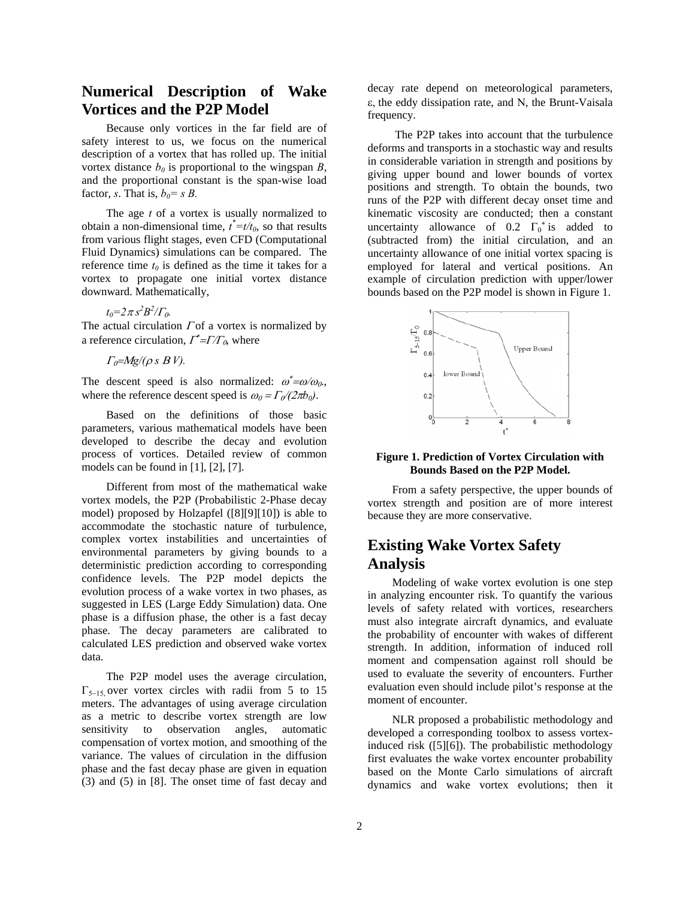## Numerical Description of Wake Vortices and the P2P Model

Because only vortices in the far field are of safety interest to us, we focus on the numerical description of a vortex that has rolled up. The initial vortex distance $b_0$ is proportional to the wingspan $B$, and the proportional constant is the span-wise load factor, $s$. That is, $b_0 = s B$.

The age $t$ of a vortex is usually normalized to obtain a non-dimensional time, $t^* = t/t_0$, so that results from various flight stages, even CFD (Computational Fluid Dynamics) simulations can be compared. The reference time $t_0$ is defined as the time it takes for a vortex to propagate one initial vortex distance downward. Mathematically,

$$t_0 = 2\pi s^2 B^2 / \Gamma_0.$$

The actual circulation $\Gamma$ of a vortex is normalized by a reference circulation, $\Gamma^* = \Gamma/\Gamma_0$, where

$$\Gamma_0 = Mg/(\rho\, s\, BV).$$

The descent speed is also normalized: $\omega^* = \omega/\omega_0$, where the reference descent speed is $\omega_0 = \Gamma_0/(2\pi b_0)$.

Based on the definitions of those basic parameters, various mathematical models have been developed to describe the decay and evolution process of vortices. Detailed review of common models can be found in [1], [2], [7].

Different from most of the mathematical wake vortex models, the P2P (Probabilistic 2-Phase decay model) proposed by Holzapfel ([8][9][10]) is able to accommodate the stochastic nature of turbulence, complex vortex instabilities and uncertainties of environmental parameters by giving bounds to a deterministic prediction according to corresponding confidence levels. The P2P model depicts the evolution process of a wake vortex in two phases, as suggested in LES (Large Eddy Simulation) data. One phase is a diffusion phase, the other is a fast decay phase. The decay parameters are calibrated to calculated LES prediction and observed wake vortex data.

The P2P model uses the average circulation, $\Gamma_{5-15}$, over vortex circles with radii from 5 to 15 meters. The advantages of using average circulation as a metric to describe vortex strength are low sensitivity to observation angles, automatic compensation of vortex motion, and smoothing of the variance. The values of circulation in the diffusion phase and the fast decay phase are given in equation (3) and (5) in [8]. The onset time of fast decay and decay rate depend on meteorological parameters, $\varepsilon$, the eddy dissipation rate, and N, the Brunt-Vaisala frequency.

The P2P takes into account that the turbulence deforms and transports in a stochastic way and results in considerable variation in strength and positions by giving upper bound and lower bounds of vortex positions and strength. To obtain the bounds, two runs of the P2P with different decay onset time and kinematic viscosity are conducted; then a constant uncertainty allowance of 0.2 $\Gamma_0^*$ is added to (subtracted from) the initial circulation, and an uncertainty allowance of one initial vortex spacing is employed for lateral and vertical positions. An example of circulation prediction with upper/lower bounds based on the P2P model is shown in Figure 1.

**Figure 1. Prediction of Vortex Circulation with Bounds Based on the P2P Model.**

From a safety perspective, the upper bounds of vortex strength and position are of more interest because they are more conservative.

## Existing Wake Vortex Safety Analysis

Modeling of wake vortex evolution is one step in analyzing encounter risk. To quantify the various levels of safety related with vortices, researchers must also integrate aircraft dynamics, and evaluate the probability of encounter with wakes of different strength. In addition, information of induced roll moment and compensation against roll should be used to evaluate the severity of encounters. Further evaluation even should include pilot's response at the moment of encounter.

NLR proposed a probabilistic methodology and developed a corresponding toolbox to assess vortex-induced risk ([5][6]). The probabilistic methodology first evaluates the wake vortex encounter probability based on the Monte Carlo simulations of aircraft dynamics and wake vortex evolutions; then it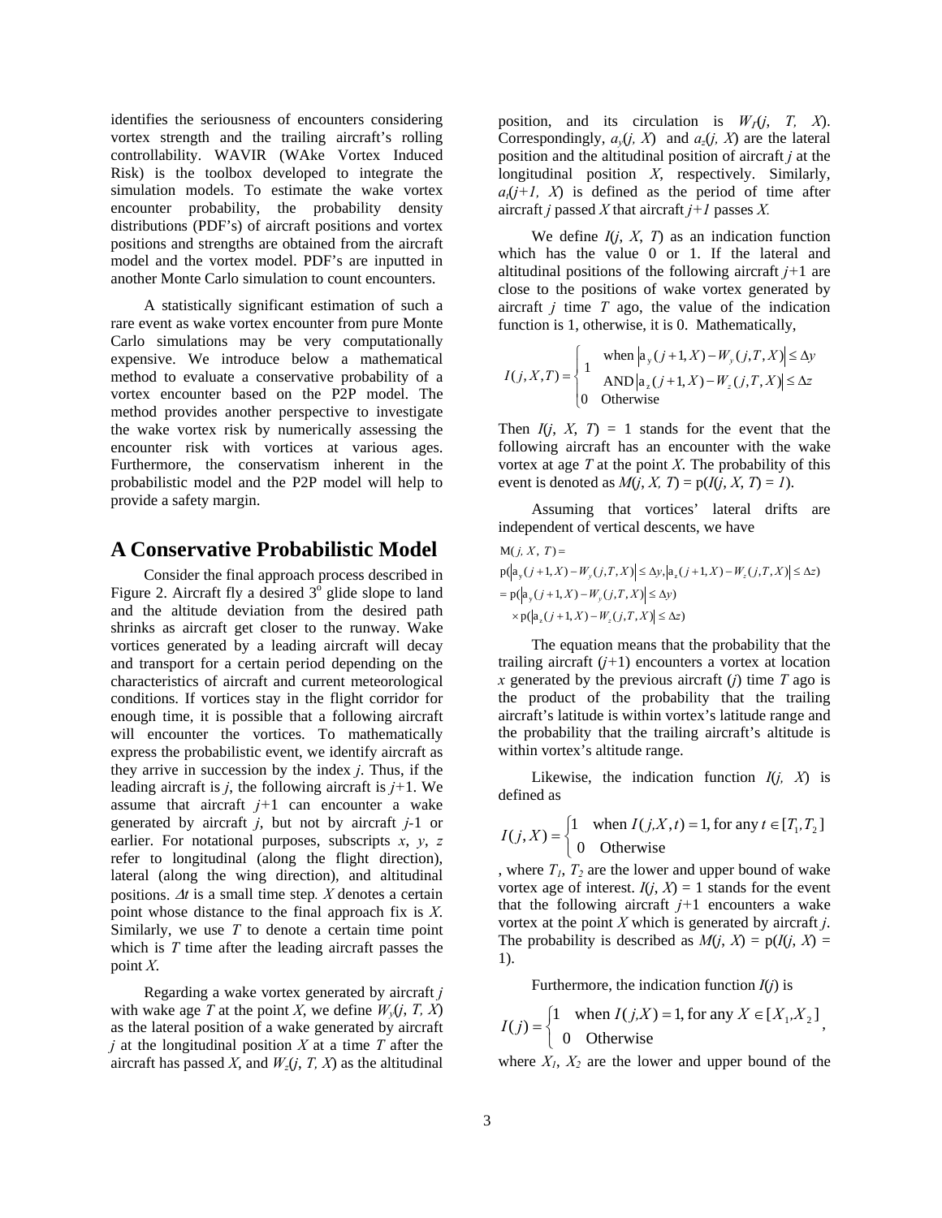identifies the seriousness of encounters considering vortex strength and the trailing aircraft's rolling controllability. WAVIR (WAke Vortex Induced Risk) is the toolbox developed to integrate the simulation models. To estimate the wake vortex encounter probability, the probability density distributions (PDF's) of aircraft positions and vortex positions and strengths are obtained from the aircraft model and the vortex model. PDF's are inputted in another Monte Carlo simulation to count encounters.

A statistically significant estimation of such a rare event as wake vortex encounter from pure Monte Carlo simulations may be very computationally expensive. We introduce below a mathematical method to evaluate a conservative probability of a vortex encounter based on the P2P model. The method provides another perspective to investigate the wake vortex risk by numerically assessing the encounter risk with vortices at various ages. Furthermore, the conservatism inherent in the probabilistic model and the P2P model will help to provide a safety margin.

## A Conservative Probabilistic Model

Consider the final approach process described in Figure 2. Aircraft fly a desired 3$^{o}$ glide slope to land and the altitude deviation from the desired path shrinks as aircraft get closer to the runway. Wake vortices generated by a leading aircraft will decay and transport for a certain period depending on the characteristics of aircraft and current meteorological conditions. If vortices stay in the flight corridor for enough time, it is possible that a following aircraft will encounter the vortices. To mathematically express the probabilistic event, we identify aircraft as they arrive in succession by the index $j$. Thus, if the leading aircraft is $j$, the following aircraft is $j$+1. We assume that aircraft $j$+1 can encounter a wake generated by aircraft $j$, but not by aircraft $j$-1 or earlier. For notational purposes, subscripts $x$, $y$, $z$ refer to longitudinal (along the flight direction), lateral (along the wing direction), and altitudinal positions. $\Delta t$ is a small time step. $X$ denotes a certain point whose distance to the final approach fix is $X$. Similarly, we use $T$ to denote a certain time point which is $T$ time after the leading aircraft passes the point $X$.

Regarding a wake vortex generated by aircraft $j$ with wake age $T$ at the point $X$, we define $W_y(j, T, X)$ as the lateral position of a wake generated by aircraft $j$ at the longitudinal position $X$ at a time $T$ after the aircraft has passed $X$, and $W_z(j, T, X)$ as the altitudinal position, and its circulation is $W_\Gamma(j, T, X)$. Correspondingly, $a_y(j, X)$ and $a_z(j, X)$ are the lateral position and the altitudinal position of aircraft $j$ at the longitudinal position $X$, respectively. Similarly, $a_t(j+1, X)$ is defined as the period of time after aircraft $j$ passed $X$ that aircraft $j+1$ passes $X$.

We define $I(j, X, T)$ as an indication function which has the value 0 or 1. If the lateral and altitudinal positions of the following aircraft $j$+1 are close to the positions of wake vortex generated by aircraft $j$ time $T$ ago, the value of the indication function is 1, otherwise, it is 0. Mathematically,

$$I(j,X,T) = \begin{cases} 1 & \begin{array}{l}\text{when } \left|a_y(j+1,X) - W_y(j,T,X)\right| \le \Delta y \\ \text{AND} \left|a_z(j+1,X) - W_z(j,T,X)\right| \le \Delta z\end{array} \\ 0 & \text{Otherwise} \end{cases}$$

Then $I(j, X, T) = 1$ stands for the event that the following aircraft has an encounter with the wake vortex at age $T$ at the point $X$. The probability of this event is denoted as $M(j, X, T) = \mathrm{p}(I(j, X, T) = 1)$.

Assuming that vortices' lateral drifts are independent of vertical descents, we have

$$\begin{aligned} &\mathrm{M}(j, X, T) = \\ &\mathrm{p}(\left|a_y(j+1,X) - W_y(j,T,X)\right| \le \Delta y, \left|a_z(j+1,X) - W_z(j,T,X)\right| \le \Delta z) \\ &= \mathrm{p}(\left|a_y(j+1,X) - W_y(j,T,X)\right| \le \Delta y) \\ &\quad \times \mathrm{p}(\left|a_z(j+1,X) - W_z(j,T,X)\right| \le \Delta z) \end{aligned}$$

The equation means that the probability that the trailing aircraft ($j$+1) encounters a vortex at location $x$ generated by the previous aircraft ($j$) time $T$ ago is the product of the probability that the trailing aircraft's latitude is within vortex's latitude range and the probability that the trailing aircraft's altitude is within vortex's altitude range.

Likewise, the indication function $I(j, X)$ is defined as

$$I(j,X) = \begin{cases} 1 & \text{when } I(j,X,t) = 1, \text{for any } t \in [T_1, T_2] \\ 0 & \text{Otherwise} \end{cases}$$

, where $T_1$, $T_2$ are the lower and upper bound of wake vortex age of interest. $I(j, X) = 1$ stands for the event that the following aircraft $j$+1 encounters a wake vortex at the point $X$ which is generated by aircraft $j$. The probability is described as $M(j, X) = \mathrm{p}(I(j, X) = 1)$.

Furthermore, the indication function $I(j)$ is

$$I(j) = \begin{cases} 1 & \text{when } I(j,X) = 1, \text{for any } X \in [X_1, X_2] \\ 0 & \text{Otherwise} \end{cases},$$

where $X_1$, $X_2$ are the lower and upper bound of the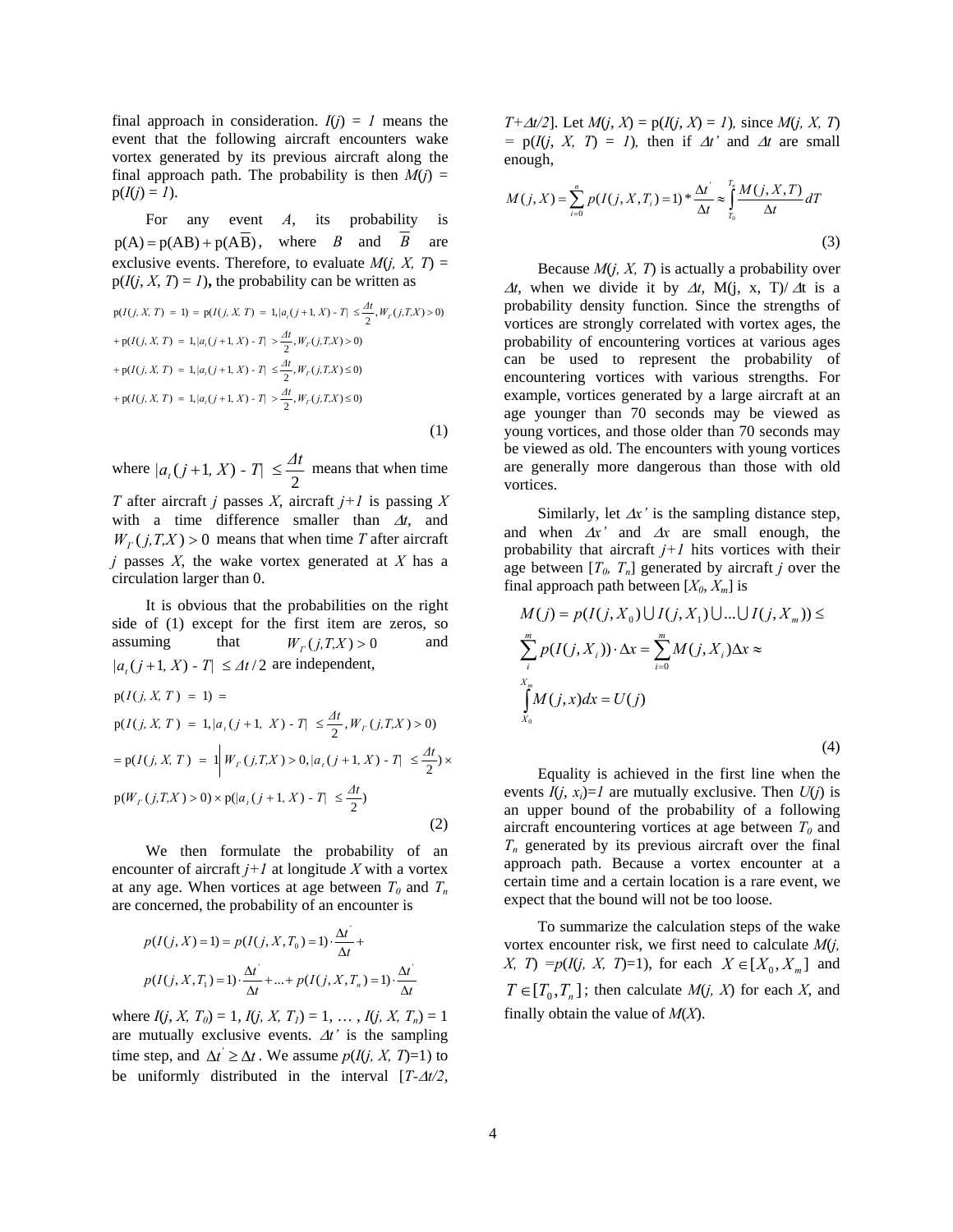final approach in consideration. $I(j) = 1$ means the event that the following aircraft encounters wake vortex generated by its previous aircraft along the final approach path. The probability is then $M(j) = p(I(j) = 1)$.

For any event $A$, its probability is $p(A) = p(AB) + p(A\overline{B})$, where $B$ and $\overline{B}$ are exclusive events. Therefore, to evaluate $M(j, X, T) = p(I(j, X, T) = 1)$**,** the probability can be written as

$$
\begin{aligned}
p(I(j, X, T) = 1) &= p(I(j, X, T) = 1, |a_t(j+1, X) - T| \le \frac{\Delta t}{2}, W_\Gamma(j,T,X) > 0) \\
&+ p(I(j, X, T) = 1, |a_t(j+1, X) - T| > \frac{\Delta t}{2}, W_\Gamma(j,T,X) > 0) \\
&+ p(I(j, X, T) = 1, |a_t(j+1, X) - T| \le \frac{\Delta t}{2}, W_\Gamma(j,T,X) \le 0) \\
&+ p(I(j, X, T) = 1, |a_t(j+1, X) - T| > \frac{\Delta t}{2}, W_\Gamma(j,T,X) \le 0)
\end{aligned} \tag{1}
$$

where $|a_t(j+1, X) - T| \le \frac{\Delta t}{2}$ means that when time $T$ after aircraft $j$ passes $X$, aircraft $j+1$ is passing $X$ with a time difference smaller than $\Delta t$, and $W_\Gamma(j,T,X) > 0$ means that when time $T$ after aircraft $j$ passes $X$, the wake vortex generated at $X$ has a circulation larger than 0.

It is obvious that the probabilities on the right side of (1) except for the first item are zeros, so assuming that $W_\Gamma(j,T,X) > 0$ and $|a_t(j+1, X) - T| \le \Delta t/2$ are independent,

$$
\begin{aligned}
& p(I(j, X, T) = 1) = \\
& p(I(j, X, T) = 1, |a_t(j+1, X) - T| \le \frac{\Delta t}{2}, W_\Gamma(j,T,X) > 0) \\
& = p(I(j, X, T) = 1 \,|\, W_\Gamma(j,T,X) > 0, |a_t(j+1, X) - T| \le \frac{\Delta t}{2}) \times \\
& p(W_\Gamma(j,T,X) > 0) \times p(|a_t(j+1, X) - T| \le \frac{\Delta t}{2})
\end{aligned} \tag{2}
$$

We then formulate the probability of an encounter of aircraft $j+1$ at longitude $X$ with a vortex at any age. When vortices at age between $T_0$ and $T_n$ are concerned, the probability of an encounter is

$$
\begin{aligned}
& p(I(j, X) = 1) = p(I(j, X, T_0) = 1) \cdot \frac{\Delta t'}{\Delta t} + \\
& p(I(j, X, T_1) = 1) \cdot \frac{\Delta t'}{\Delta t} + \ldots + p(I(j, X, T_n) = 1) \cdot \frac{\Delta t'}{\Delta t}
\end{aligned}
$$

where $I(j, X, T_0) = 1$, $I(j, X, T_1) = 1$, … , $I(j, X, T_n) = 1$ are mutually exclusive events. $\Delta t'$ is the sampling time step, and $\Delta t' \ge \Delta t$. We assume $p(I(j, X, T)=1)$ to be uniformly distributed in the interval $[T-\Delta t/2, T+\Delta t/2]$. Let $M(j, X) = p(I(j, X) = 1)$, since $M(j, X, T) = p(I(j, X, T) = 1)$, then if $\Delta t'$ and $\Delta t$ are small enough,

$$
M(j, X) = \sum_{i=0}^{n} p(I(j, X, T_i) = 1) * \frac{\Delta t'}{\Delta t} \approx \int_{T_0}^{T_n} \frac{M(j, X, T)}{\Delta t} dT \tag{3}
$$

Because $M(j, X, T)$ is actually a probability over $\Delta t$, when we divide it by $\Delta t$, $M(j, x, T)/\Delta t$ is a probability density function. Since the strengths of vortices are strongly correlated with vortex ages, the probability of encountering vortices at various ages can be used to represent the probability of encountering vortices with various strengths. For example, vortices generated by a large aircraft at an age younger than 70 seconds may be viewed as young vortices, and those older than 70 seconds may be viewed as old. The encounters with young vortices are generally more dangerous than those with old vortices.

Similarly, let $\Delta x'$ is the sampling distance step, and when $\Delta x'$ and $\Delta x$ are small enough, the probability that aircraft $j+1$ hits vortices with their age between $[T_0, T_n]$ generated by aircraft $j$ over the final approach path between $[X_0, X_m]$ is

$$
\begin{aligned}
& M(j) = p(I(j, X_0) \cup I(j, X_1) \cup \ldots \cup I(j, X_m)) \le \\
& \sum_{i}^{m} p(I(j, X_i)) \cdot \Delta x = \sum_{i=0}^{m} M(j, X_i) \Delta x \approx \\
& \int_{X_0}^{X_m} M(j, x) dx = U(j)
\end{aligned} \tag{4}
$$

Equality is achieved in the first line when the events $I(j, x_i)=1$ are mutually exclusive. Then $U(j)$ is an upper bound of the probability of a following aircraft encountering vortices at age between $T_0$ and $T_n$ generated by its previous aircraft over the final approach path. Because a vortex encounter at a certain time and a certain location is a rare event, we expect that the bound will not be too loose.

To summarize the calculation steps of the wake vortex encounter risk, we first need to calculate $M(j, X, T) = p(I(j, X, T)=1)$, for each $X \in [X_0, X_m]$ and $T \in [T_0, T_n]$; then calculate $M(j, X)$ for each $X$, and finally obtain the value of $M(X)$.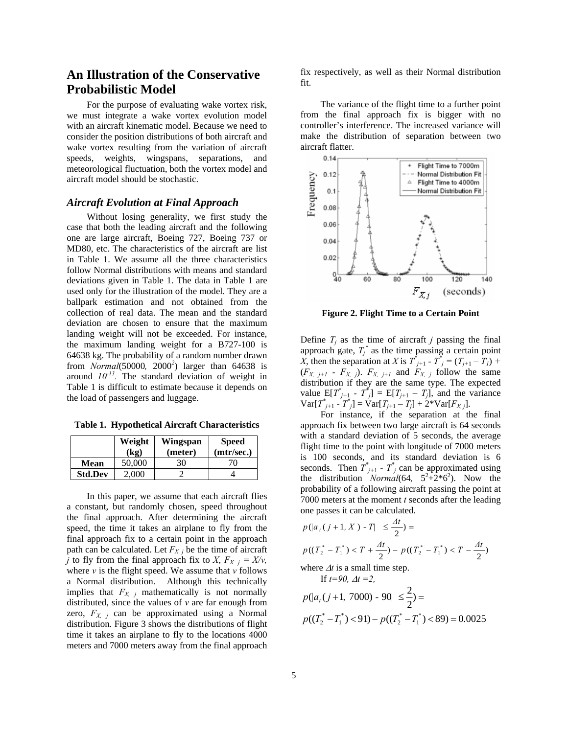## An Illustration of the Conservative Probabilistic Model

For the purpose of evaluating wake vortex risk, we must integrate a wake vortex evolution model with an aircraft kinematic model. Because we need to consider the position distributions of both aircraft and wake vortex resulting from the variation of aircraft speeds, weights, wingspans, separations, and meteorological fluctuation, both the vortex model and aircraft model should be stochastic.

### *Aircraft Evolution at Final Approach*

Without losing generality, we first study the case that both the leading aircraft and the following one are large aircraft, Boeing 727, Boeing 737 or MD80, etc. The characteristics of the aircraft are list in Table 1. We assume all the three characteristics follow Normal distributions with means and standard deviations given in Table 1. The data in Table 1 are used only for the illustration of the model. They are a ballpark estimation and not obtained from the collection of real data. The mean and the standard deviation are chosen to ensure that the maximum landing weight will not be exceeded. For instance, the maximum landing weight for a B727-100 is 64638 kg. The probability of a random number drawn from *Normal*$(50000, 2000^2)$ larger than 64638 is around $10^{-13}$. The standard deviation of weight in Table 1 is difficult to estimate because it depends on the load of passengers and luggage.

**Table 1. Hypothetical Aircraft Characteristics**

| | Weight (kg) | Wingspan (meter) | Speed (mtr/sec.) |
|---|---|---|---|
| **Mean** | 50,000 | 30 | 70 |
| **Std.Dev** | 2,000 | 2 | 4 |

In this paper, we assume that each aircraft flies a constant, but randomly chosen, speed throughout the final approach. After determining the aircraft speed, the time it takes an airplane to fly from the final approach fix to a certain point in the approach path can be calculated. Let $F_{X\ j}$ be the time of aircraft $j$ to fly from the final approach fix to $X$, $F_{X\ j} = X/v$, where $v$ is the flight speed. We assume that $v$ follows a Normal distribution. Although this technically implies that $F_{X,\ j}$ mathematically is not normally distributed, since the values of $v$ are far enough from zero, $F_{X,\ j}$ can be approximated using a Normal distribution. Figure 3 shows the distributions of flight time it takes an airplane to fly to the locations 4000 meters and 7000 meters away from the final approach fix respectively, as well as their Normal distribution fit.

The variance of the flight time to a further point from the final approach fix is bigger with no controller's interference. The increased variance will make the distribution of separation between two aircraft flatter.

**Figure 2. Flight Time to a Certain Point**

Define $T_j$ as the time of aircraft $j$ passing the final approach gate, $T_j^*$ as the time passing a certain point $X$, then the separation at $X$ is $T^*_{j+1} - T^*_j = (T_{j+1} - T_j) + (F_{X,\ j+1} - F_{X,\ j})$. $F_{X,\ j+1}$ and $F_{X,\ j}$ follow the same distribution if they are the same type. The expected value $E[T^*_{j+1} - T^*_j] = E[T_{j+1} - T_j]$, and the variance $Var[T^*_{j+1} - T^*_j] = Var[T_{j+1} - T_j] + 2*Var[F_{X,j}]$.

For instance, if the separation at the final approach fix between two large aircraft is 64 seconds with a standard deviation of 5 seconds, the average flight time to the point with longitude of 7000 meters is 100 seconds, and its standard deviation is 6 seconds. Then $T^*_{j+1} - T^*_j$ can be approximated using the distribution *Normal*$(64, 5^2+2*6^2)$. Now the probability of a following aircraft passing the point at 7000 meters at the moment $t$ seconds after the leading one passes it can be calculated.

$$p(|a_t(j+1, X) - T| \le \frac{\Delta t}{2}) =$$

$$p((T_2^* - T_1^*) < T + \frac{\Delta t}{2}) - p((T_2^* - T_1^*) < T - \frac{\Delta t}{2})$$

where $\Delta t$ is a small time step.

If $t=90$, $\Delta t=2$,

$$p(|a_t(j+1,\ 7000) - 90| \le \frac{2}{2}) =$$

$$p((T_2^* - T_1^*) < 91) - p((T_2^* - T_1^*) < 89) = 0.0025$$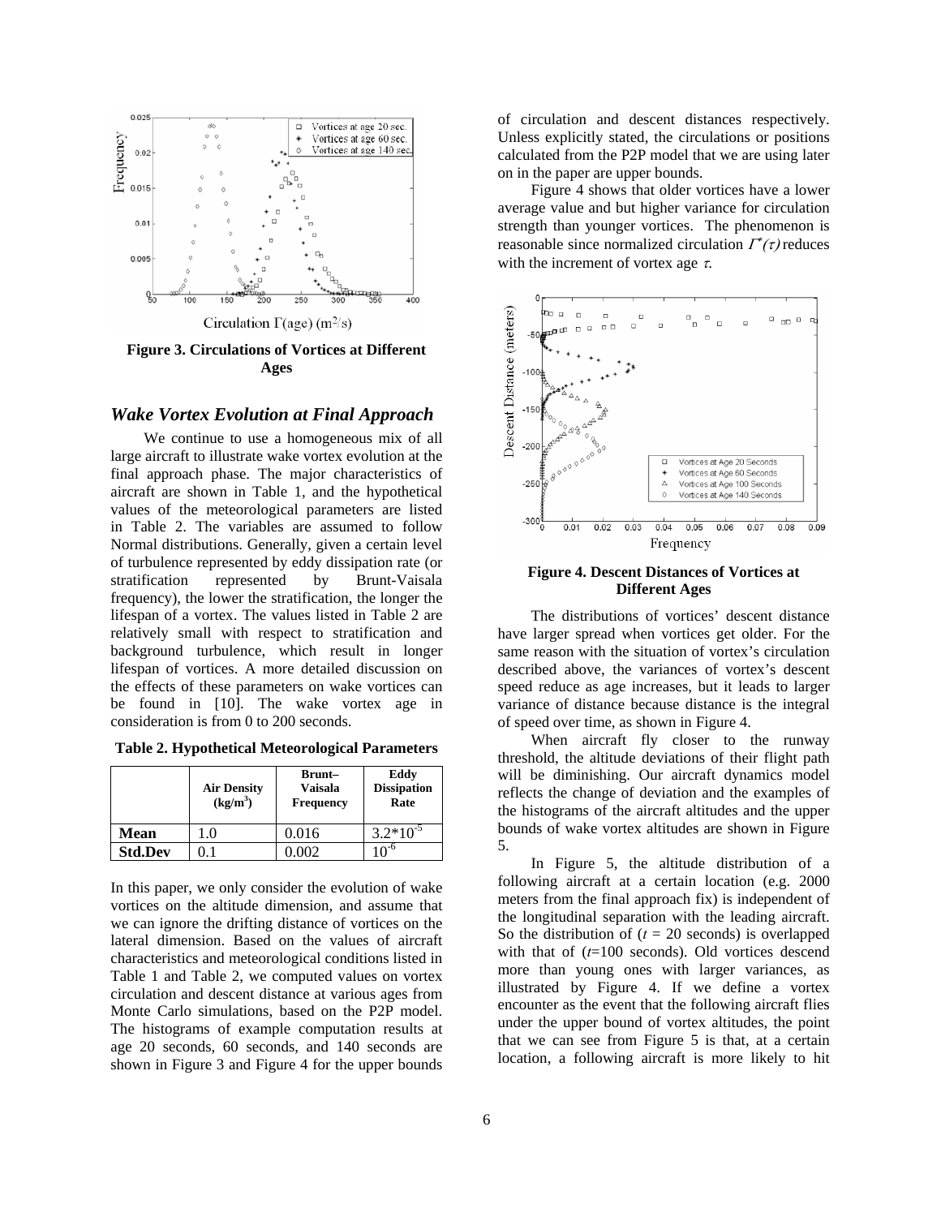Figure 3. Circulations of Vortices at Different Ages

## *Wake Vortex Evolution at Final Approach*

We continue to use a homogeneous mix of all large aircraft to illustrate wake vortex evolution at the final approach phase. The major characteristics of aircraft are shown in Table 1, and the hypothetical values of the meteorological parameters are listed in Table 2. The variables are assumed to follow Normal distributions. Generally, given a certain level of turbulence represented by eddy dissipation rate (or stratification represented by Brunt-Vaisala frequency), the lower the stratification, the longer the lifespan of a vortex. The values listed in Table 2 are relatively small with respect to stratification and background turbulence, which result in longer lifespan of vortices. A more detailed discussion on the effects of these parameters on wake vortices can be found in [10]. The wake vortex age in consideration is from 0 to 200 seconds.

**Table 2. Hypothetical Meteorological Parameters**

| | Air Density ($kg/m^3$) | Brunt–Vaisala Frequency | Eddy Dissipation Rate |
|---|---|---|---|
| **Mean** | 1.0 | 0.016 | $3.2*10^{-5}$ |
| **Std.Dev** | 0.1 | 0.002 | $10^{-6}$ |

In this paper, we only consider the evolution of wake vortices on the altitude dimension, and assume that we can ignore the drifting distance of vortices on the lateral dimension. Based on the values of aircraft characteristics and meteorological conditions listed in Table 1 and Table 2, we computed values on vortex circulation and descent distance at various ages from Monte Carlo simulations, based on the P2P model. The histograms of example computation results at age 20 seconds, 60 seconds, and 140 seconds are shown in Figure 3 and Figure 4 for the upper bounds of circulation and descent distances respectively. Unless explicitly stated, the circulations or positions calculated from the P2P model that we are using later on in the paper are upper bounds.

Figure 4 shows that older vortices have a lower average value and but higher variance for circulation strength than younger vortices. The phenomenon is reasonable since normalized circulation $\Gamma^*(\tau)$ reduces with the increment of vortex age $\tau$.

**Figure 4. Descent Distances of Vortices at Different Ages**

The distributions of vortices' descent distance have larger spread when vortices get older. For the same reason with the situation of vortex's circulation described above, the variances of vortex's descent speed reduce as age increases, but it leads to larger variance of distance because distance is the integral of speed over time, as shown in Figure 4.

When aircraft fly closer to the runway threshold, the altitude deviations of their flight path will be diminishing. Our aircraft dynamics model reflects the change of deviation and the examples of the histograms of the aircraft altitudes and the upper bounds of wake vortex altitudes are shown in Figure 5.

In Figure 5, the altitude distribution of a following aircraft at a certain location (e.g. 2000 meters from the final approach fix) is independent of the longitudinal separation with the leading aircraft. So the distribution of ($t$ = 20 seconds) is overlapped with that of ($t$=100 seconds). Old vortices descend more than young ones with larger variances, as illustrated by Figure 4. If we define a vortex encounter as the event that the following aircraft flies under the upper bound of vortex altitudes, the point that we can see from Figure 5 is that, at a certain location, a following aircraft is more likely to hit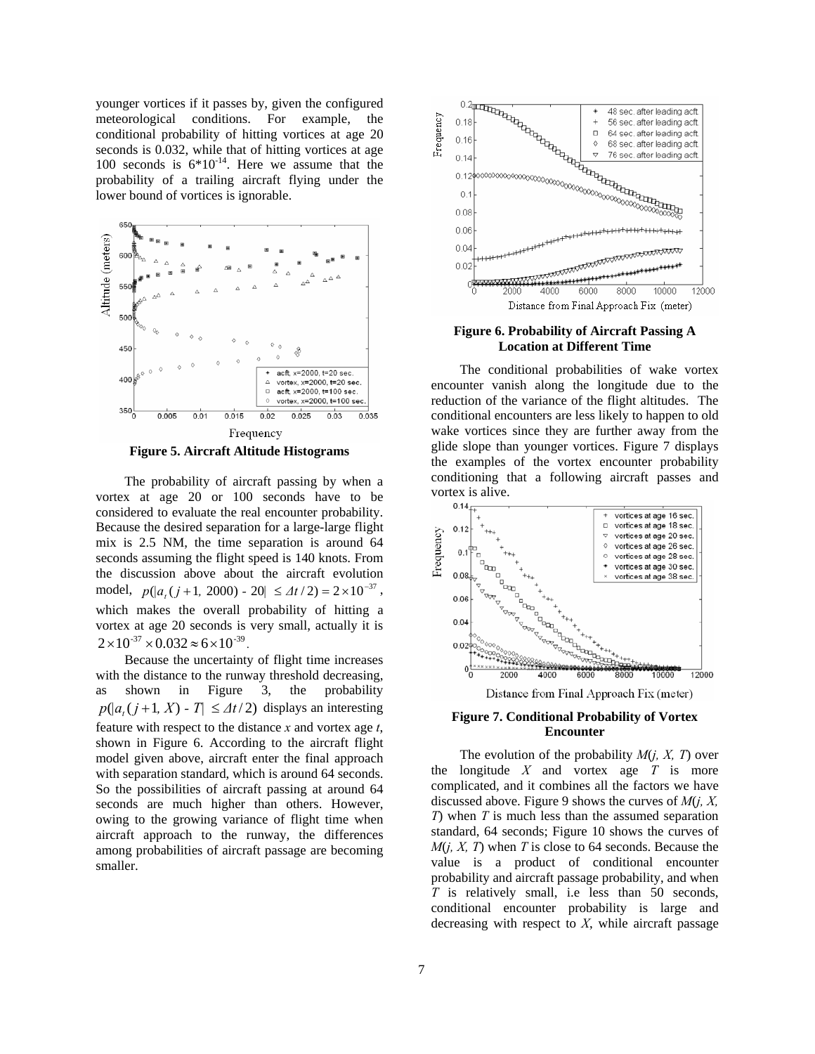younger vortices if it passes by, given the configured meteorological conditions. For example, the conditional probability of hitting vortices at age 20 seconds is 0.032, while that of hitting vortices at age 100 seconds is $6*10^{-14}$. Here we assume that the probability of a trailing aircraft flying under the lower bound of vortices is ignorable.

**Figure 5. Aircraft Altitude Histograms**

The probability of aircraft passing by when a vortex at age 20 or 100 seconds have to be considered to evaluate the real encounter probability. Because the desired separation for a large-large flight mix is 2.5 NM, the time separation is around 64 seconds assuming the flight speed is 140 knots. From the discussion above about the aircraft evolution model, $p(|a_t(j+1,\ 2000) - 20| \le \Delta t/2) = 2\times10^{-37}$, which makes the overall probability of hitting a vortex at age 20 seconds is very small, actually it is $2\times10^{-37}\times0.032\approx6\times10^{-39}$.

Because the uncertainty of flight time increases with the distance to the runway threshold decreasing, as shown in Figure 3, the probability $p(|a_t(j+1,\ X) - T| \le \Delta t/2)$ displays an interesting feature with respect to the distance *x* and vortex age *t*, shown in Figure 6. According to the aircraft flight model given above, aircraft enter the final approach with separation standard, which is around 64 seconds. So the possibilities of aircraft passing at around 64 seconds are much higher than others. However, owing to the growing variance of flight time when aircraft approach to the runway, the differences among probabilities of aircraft passage are becoming smaller.

**Figure 6. Probability of Aircraft Passing A Location at Different Time**

The conditional probabilities of wake vortex encounter vanish along the longitude due to the reduction of the variance of the flight altitudes. The conditional encounters are less likely to happen to old wake vortices since they are further away from the glide slope than younger vortices. Figure 7 displays the examples of the vortex encounter probability conditioning that a following aircraft passes and vortex is alive.

**Figure 7. Conditional Probability of Vortex Encounter**

The evolution of the probability $M(j, X, T)$ over the longitude $X$ and vortex age $T$ is more complicated, and it combines all the factors we have discussed above. Figure 9 shows the curves of $M(j, X, T)$ when $T$ is much less than the assumed separation standard, 64 seconds; Figure 10 shows the curves of $M(j, X, T)$ when $T$ is close to 64 seconds. Because the value is a product of conditional encounter probability and aircraft passage probability, and when $T$ is relatively small, i.e less than 50 seconds, conditional encounter probability is large and decreasing with respect to $X$, while aircraft passage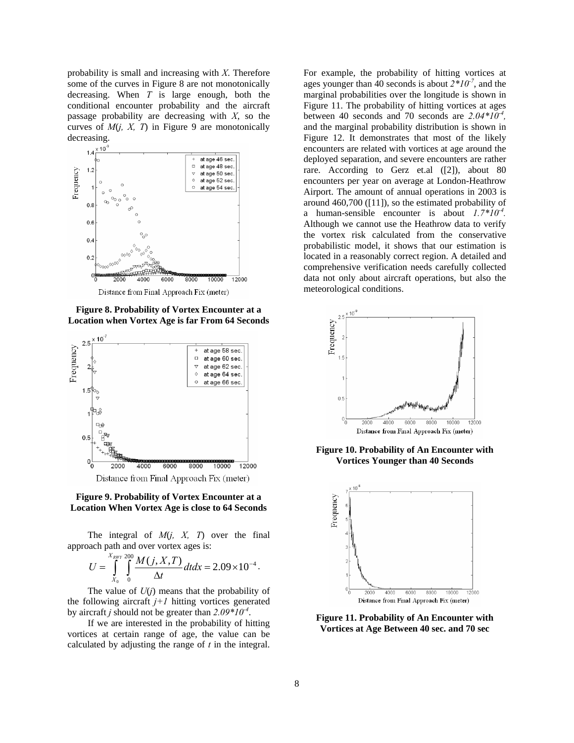probability is small and increasing with $X$. Therefore some of the curves in Figure 8 are not monotonically decreasing. When $T$ is large enough, both the conditional encounter probability and the aircraft passage probability are decreasing with $X$, so the curves of $M(j, X, T)$ in Figure 9 are monotonically decreasing.

**Figure 8. Probability of Vortex Encounter at a Location when Vortex Age is far From 64 Seconds**

**Figure 9. Probability of Vortex Encounter at a Location When Vortex Age is close to 64 Seconds**

The integral of $M(j, X, T)$ over the final approach path and over vortex ages is:

$$U = \int_{X_0}^{X_{RWY}} \int_{0}^{200} \frac{M(j, X, T)}{\Delta t} dt dx = 2.09 \times 10^{-4}.$$

The value of $U(j)$ means that the probability of the following aircraft $j+1$ hitting vortices generated by aircraft $j$ should not be greater than $2.09*10^{-4}$.

If we are interested in the probability of hitting vortices at certain range of age, the value can be calculated by adjusting the range of $t$ in the integral. For example, the probability of hitting vortices at ages younger than 40 seconds is about $2*10^{-7}$, and the marginal probabilities over the longitude is shown in Figure 11. The probability of hitting vortices at ages between 40 seconds and 70 seconds are $2.04*10^{-4}$, and the marginal probability distribution is shown in Figure 12. It demonstrates that most of the likely encounters are related with vortices at age around the deployed separation, and severe encounters are rather rare. According to Gerz et.al ([2]), about 80 encounters per year on average at London-Heathrow Airport. The amount of annual operations in 2003 is around 460,700 ([11]), so the estimated probability of a human-sensible encounter is about $1.7*10^{-4}$. Although we cannot use the Heathrow data to verify the vortex risk calculated from the conservative probabilistic model, it shows that our estimation is located in a reasonably correct region. A detailed and comprehensive verification needs carefully collected data not only about aircraft operations, but also the meteorological conditions.

**Figure 10. Probability of An Encounter with Vortices Younger than 40 Seconds**

**Figure 11. Probability of An Encounter with Vortices at Age Between 40 sec. and 70 sec**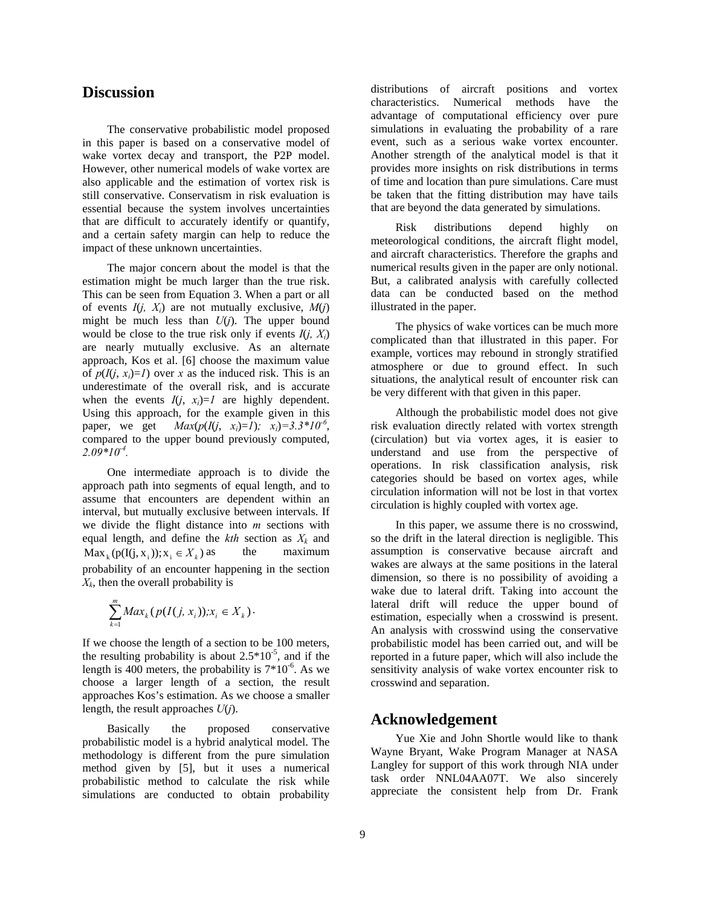## Discussion

The conservative probabilistic model proposed in this paper is based on a conservative model of wake vortex decay and transport, the P2P model. However, other numerical models of wake vortex are also applicable and the estimation of vortex risk is still conservative. Conservatism in risk evaluation is essential because the system involves uncertainties that are difficult to accurately identify or quantify, and a certain safety margin can help to reduce the impact of these unknown uncertainties.

The major concern about the model is that the estimation might be much larger than the true risk. This can be seen from Equation 3. When a part or all of events $I(j, X_i)$ are not mutually exclusive, $M(j)$ might be much less than $U(j)$. The upper bound would be close to the true risk only if events $I(j, X_i)$ are nearly mutually exclusive. As an alternate approach, Kos et al. [6] choose the maximum value of $p(I(j, x_i)=1)$ over $x$ as the induced risk. This is an underestimate of the overall risk, and is accurate when the events $I(j, x_i)=1$ are highly dependent. Using this approach, for the example given in this paper, we get $Max(p(I(j, x_i)=1);\ x_i)=3.3*10^{-6}$, compared to the upper bound previously computed, $2.09*10^{-4}$.

One intermediate approach is to divide the approach path into segments of equal length, and to assume that encounters are dependent within an interval, but mutually exclusive between intervals. If we divide the flight distance into $m$ sections with equal length, and define the *kth* section as $X_k$ and $\text{Max}_k(p(I(j, x_i)); x_i \in X_k)$ as the maximum probability of an encounter happening in the section $X_k$, then the overall probability is

$$\sum_{k=1}^{m} Max_k(p(I(j, x_i)); x_i \in X_k).$$

If we choose the length of a section to be 100 meters, the resulting probability is about $2.5*10^{-5}$, and if the length is 400 meters, the probability is $7*10^{-6}$. As we choose a larger length of a section, the result approaches Kos's estimation. As we choose a smaller length, the result approaches $U(j)$.

Basically the proposed conservative probabilistic model is a hybrid analytical model. The methodology is different from the pure simulation method given by [5], but it uses a numerical probabilistic method to calculate the risk while simulations are conducted to obtain probability distributions of aircraft positions and vortex characteristics. Numerical methods have the advantage of computational efficiency over pure simulations in evaluating the probability of a rare event, such as a serious wake vortex encounter. Another strength of the analytical model is that it provides more insights on risk distributions in terms of time and location than pure simulations. Care must be taken that the fitting distribution may have tails that are beyond the data generated by simulations.

Risk distributions depend highly on meteorological conditions, the aircraft flight model, and aircraft characteristics. Therefore the graphs and numerical results given in the paper are only notional. But, a calibrated analysis with carefully collected data can be conducted based on the method illustrated in the paper.

The physics of wake vortices can be much more complicated than that illustrated in this paper. For example, vortices may rebound in strongly stratified atmosphere or due to ground effect. In such situations, the analytical result of encounter risk can be very different with that given in this paper.

Although the probabilistic model does not give risk evaluation directly related with vortex strength (circulation) but via vortex ages, it is easier to understand and use from the perspective of operations. In risk classification analysis, risk categories should be based on vortex ages, while circulation information will not be lost in that vortex circulation is highly coupled with vortex age.

In this paper, we assume there is no crosswind, so the drift in the lateral direction is negligible. This assumption is conservative because aircraft and wakes are always at the same positions in the lateral dimension, so there is no possibility of avoiding a wake due to lateral drift. Taking into account the lateral drift will reduce the upper bound of estimation, especially when a crosswind is present. An analysis with crosswind using the conservative probabilistic model has been carried out, and will be reported in a future paper, which will also include the sensitivity analysis of wake vortex encounter risk to crosswind and separation.

## Acknowledgement

Yue Xie and John Shortle would like to thank Wayne Bryant, Wake Program Manager at NASA Langley for support of this work through NIA under task order NNL04AA07T. We also sincerely appreciate the consistent help from Dr. Frank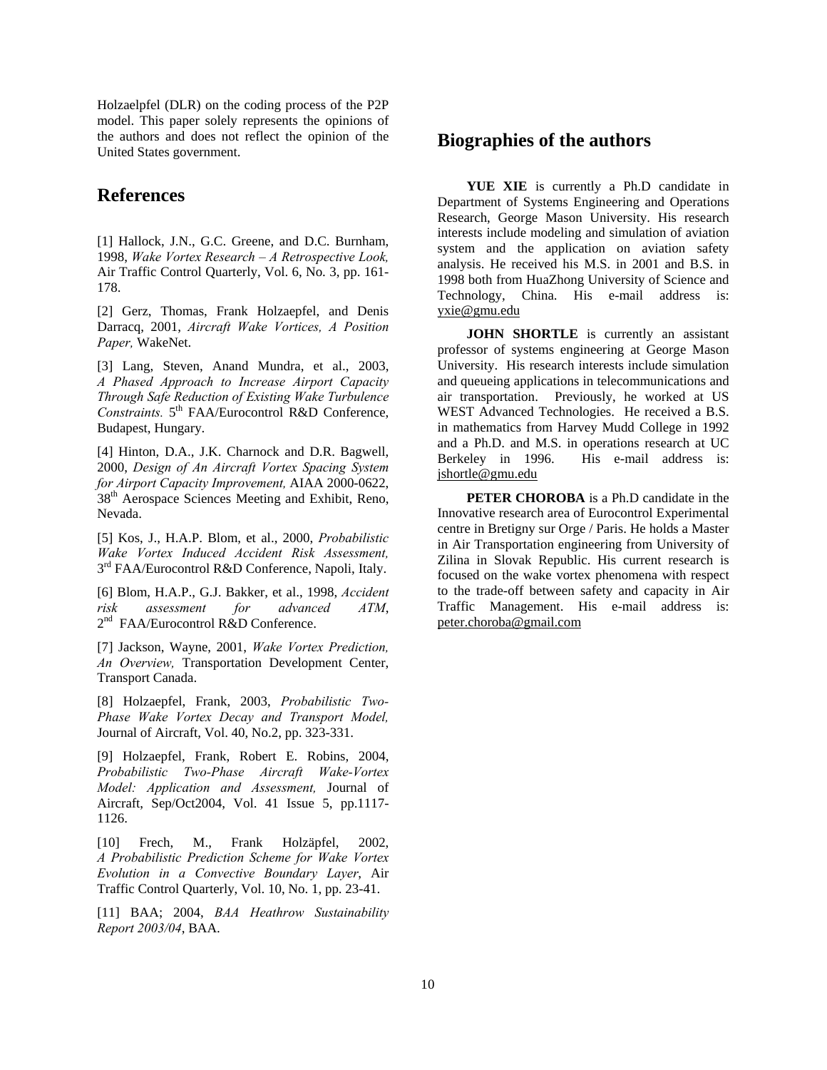Holzaelpfel (DLR) on the coding process of the P2P model. This paper solely represents the opinions of the authors and does not reflect the opinion of the United States government.

## References

[1] Hallock, J.N., G.C. Greene, and D.C. Burnham, 1998, *Wake Vortex Research – A Retrospective Look,* Air Traffic Control Quarterly, Vol. 6, No. 3, pp. 161-178.

[2] Gerz, Thomas, Frank Holzaepfel, and Denis Darracq, 2001, *Aircraft Wake Vortices, A Position Paper,* WakeNet.

[3] Lang, Steven, Anand Mundra, et al., 2003, *A Phased Approach to Increase Airport Capacity Through Safe Reduction of Existing Wake Turbulence Constraints.* 5th FAA/Eurocontrol R&D Conference, Budapest, Hungary.

[4] Hinton, D.A., J.K. Charnock and D.R. Bagwell, 2000, *Design of An Aircraft Vortex Spacing System for Airport Capacity Improvement,* AIAA 2000-0622, 38th Aerospace Sciences Meeting and Exhibit, Reno, Nevada.

[5] Kos, J., H.A.P. Blom, et al., 2000, *Probabilistic Wake Vortex Induced Accident Risk Assessment,* 3rd FAA/Eurocontrol R&D Conference, Napoli, Italy.

[6] Blom, H.A.P., G.J. Bakker, et al., 1998, *Accident risk assessment for advanced ATM*, 2nd FAA/Eurocontrol R&D Conference.

[7] Jackson, Wayne, 2001, *Wake Vortex Prediction, An Overview,* Transportation Development Center, Transport Canada.

[8] Holzaepfel, Frank, 2003, *Probabilistic Two-Phase Wake Vortex Decay and Transport Model,* Journal of Aircraft, Vol. 40, No.2, pp. 323-331.

[9] Holzaepfel, Frank, Robert E. Robins, 2004, *Probabilistic Two-Phase Aircraft Wake-Vortex Model: Application and Assessment,* Journal of Aircraft, Sep/Oct2004, Vol. 41 Issue 5, pp.1117-1126.

[10] Frech, M., Frank Holzäpfel, 2002, *A Probabilistic Prediction Scheme for Wake Vortex Evolution in a Convective Boundary Layer*, Air Traffic Control Quarterly, Vol. 10, No. 1, pp. 23-41.

[11] BAA; 2004, *BAA Heathrow Sustainability Report 2003/04*, BAA.

## Biographies of the authors

**YUE XIE** is currently a Ph.D candidate in Department of Systems Engineering and Operations Research, George Mason University. His research interests include modeling and simulation of aviation system and the application on aviation safety analysis. He received his M.S. in 2001 and B.S. in 1998 both from HuaZhong University of Science and Technology, China. His e-mail address is: yxie@gmu.edu

**JOHN SHORTLE** is currently an assistant professor of systems engineering at George Mason University. His research interests include simulation and queueing applications in telecommunications and air transportation. Previously, he worked at US WEST Advanced Technologies. He received a B.S. in mathematics from Harvey Mudd College in 1992 and a Ph.D. and M.S. in operations research at UC Berkeley in 1996. His e-mail address is: jshortle@gmu.edu

**PETER CHOROBA** is a Ph.D candidate in the Innovative research area of Eurocontrol Experimental centre in Bretigny sur Orge / Paris. He holds a Master in Air Transportation engineering from University of Zilina in Slovak Republic. His current research is focused on the wake vortex phenomena with respect to the trade-off between safety and capacity in Air Traffic Management. His e-mail address is: peter.choroba@gmail.com